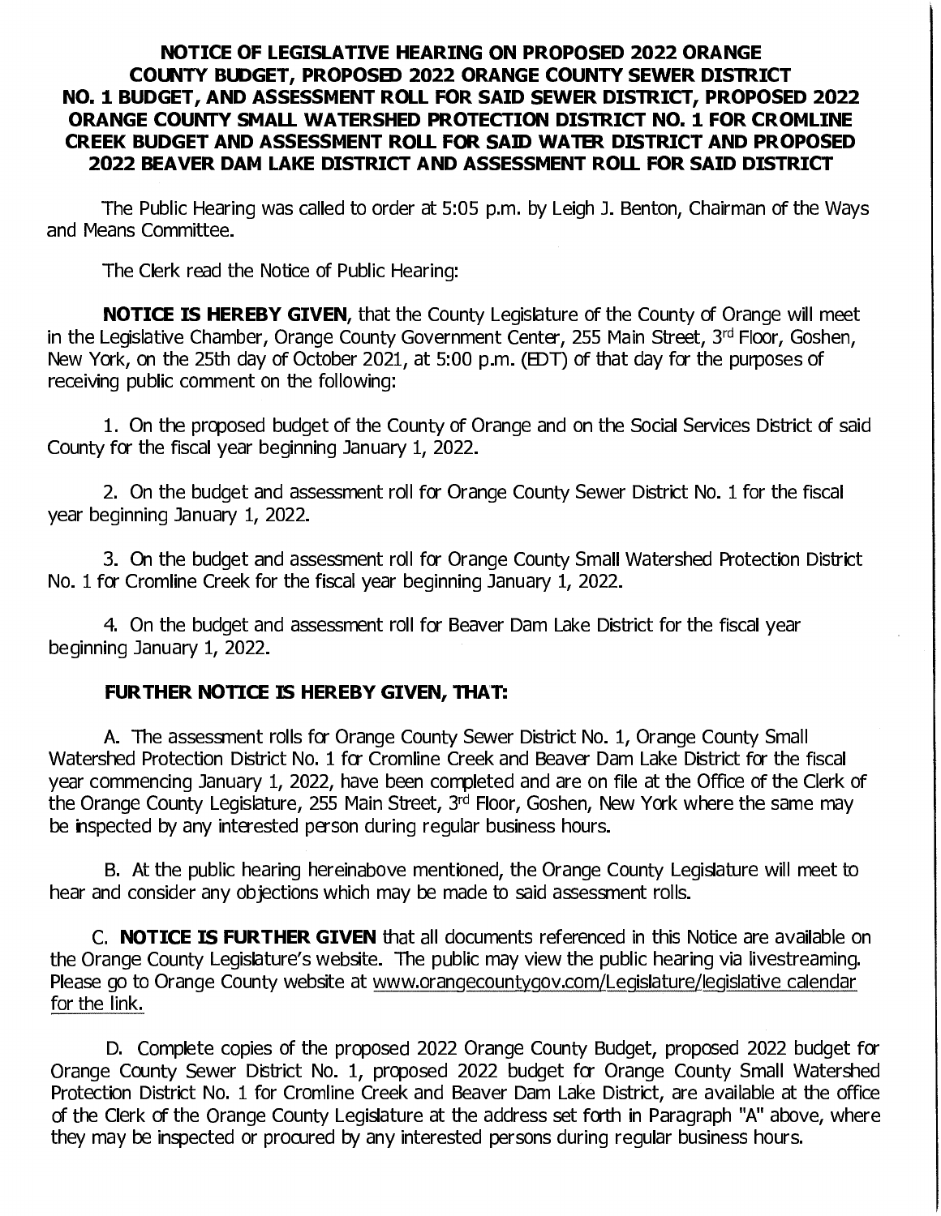# NOTICE OF LEGISLATIVE HEARING ON PROPOSED 2022 ORANGE COUNTY BUDGET, PROPOSED 2022 ORANGE COUNTY SEWER DISTRICT NO. 1 BUDGET, AND ASSESSMENT ROLL FOR SAID SEWER DISTRICT, PROPOSED 2022 ORANGE COUNTY SMALL WATERSHED PROTECTION DISTRICT NO. 1 FOR CROMLINE CREEK BUDGET AND ASSESSMENT ROLL FOR SAID WATER DISTRICT AND PROPOSED 2022 BEAVER DAM LAKE DISTRICT AND ASSESSMENT ROLL FOR SAID DISTRICT

The Public Hearing was called to order at 5:05 p.m. by Leigh J. Benton, Chairman of the Ways and Means Committee.

The Clerk read the Notice of Public Hearing:

**NOTICE IS HEREBY GIVEN**, that the County Legislature of the County of Orange will meet in the Legislative Chamber, Orange County Government Center, 255 Main Street, 3rd Floor, Goshen, New York, on the 25th day of October 2021, at 5:00 p.m. (EDT) of that day for the purposes of receiving public comment on the following:

1. On the proposed budget of the County of Orange and on the Social Services District of said County for the fiscal year beginning January 1, 2022.

2. On the budget and assessment roll for Orange County Sewer District No. 1 for the fiscal year beginning January 1, 2022.

3. On the budget and assessment roll for Orange County Small Watershed Protection District No. 1 for Cromline Creek for the fiscal year beginning January 1, 2022.

4. On the budget and assessment roll for Beaver Dam Lake District for the fiscal year beginning January 1, 2022.

**FURTHER NOTICE IS HEREBY GIVEN, THAT:**

A. The assessment rolls for Orange County Sewer District No. 1, Orange County Small Watershed Protection District No. 1 for Cromline Creek and Beaver Dam Lake District for the fiscal year commencing January 1, 2022, have been completed and are on file at the Office of the Clerk of the Orange County Legislature, 255 Main Street, 3rd Floor, Goshen, New York where the same may be inspected by any interested person during regular business hours.

B. At the public hearing hereinabove mentioned, the Orange County Legislature will meet to hear and consider any objections which may be made to said assessment rolls.

C. **NOTICE IS FURTHER GIVEN** that all documents referenced in this Notice are available on the Orange County Legislature's website. The public may view the public hearing via livestreaming. Please go to Orange County website at www.orangecountygov.com/Legislature/legislative calendar for the link.

D. Complete copies of the proposed 2022 Orange County Budget, proposed 2022 budget for Orange County Sewer District No. 1, proposed 2022 budget for Orange County Small Watershed Protection District No. 1 for Cromline Creek and Beaver Dam Lake District, are available at the office of the Clerk of the Orange County Legislature at the address set forth in Paragraph "A" above, where they may be inspected or procured by any interested persons during regular business hours.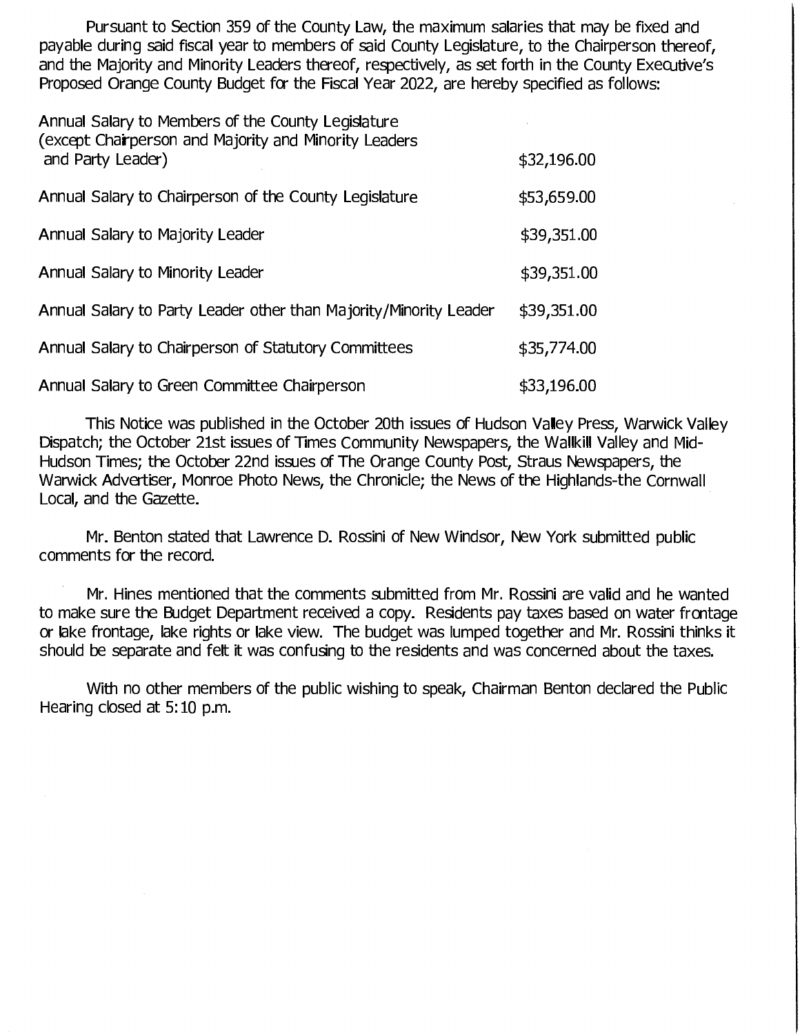Pursuant to Section 359 of the County Law, the maximum salaries that may be fixed and payable during said fiscal year to members of said County Legislature, to the Chairperson thereof, and the Majority and Minority Leaders thereof, respectively, as set forth in the County Executive's Proposed Orange County Budget for the Fiscal Year 2022, are hereby specified as follows:

| | |
|---|---|
| Annual Salary to Members of the County Legislature (except Chairperson and Majority and Minority Leaders and Party Leader) | $32,196.00 |
| Annual Salary to Chairperson of the County Legislature | $53,659.00 |
| Annual Salary to Majority Leader | $39,351.00 |
| Annual Salary to Minority Leader | $39,351.00 |
| Annual Salary to Party Leader other than Majority/Minority Leader | $39,351.00 |
| Annual Salary to Chairperson of Statutory Committees | $35,774.00 |
| Annual Salary to Green Committee Chairperson | $33,196.00 |

This Notice was published in the October 20th issues of Hudson Valley Press, Warwick Valley Dispatch; the October 21st issues of Times Community Newspapers, the Wallkill Valley and Mid-Hudson Times; the October 22nd issues of The Orange County Post, Straus Newspapers, the Warwick Advertiser, Monroe Photo News, the Chronicle; the News of the Highlands-the Cornwall Local, and the Gazette.

Mr. Benton stated that Lawrence D. Rossini of New Windsor, New York submitted public comments for the record.

Mr. Hines mentioned that the comments submitted from Mr. Rossini are valid and he wanted to make sure the Budget Department received a copy. Residents pay taxes based on water frontage or lake frontage, lake rights or lake view. The budget was lumped together and Mr. Rossini thinks it should be separate and felt it was confusing to the residents and was concerned about the taxes.

With no other members of the public wishing to speak, Chairman Benton declared the Public Hearing closed at 5:10 p.m.